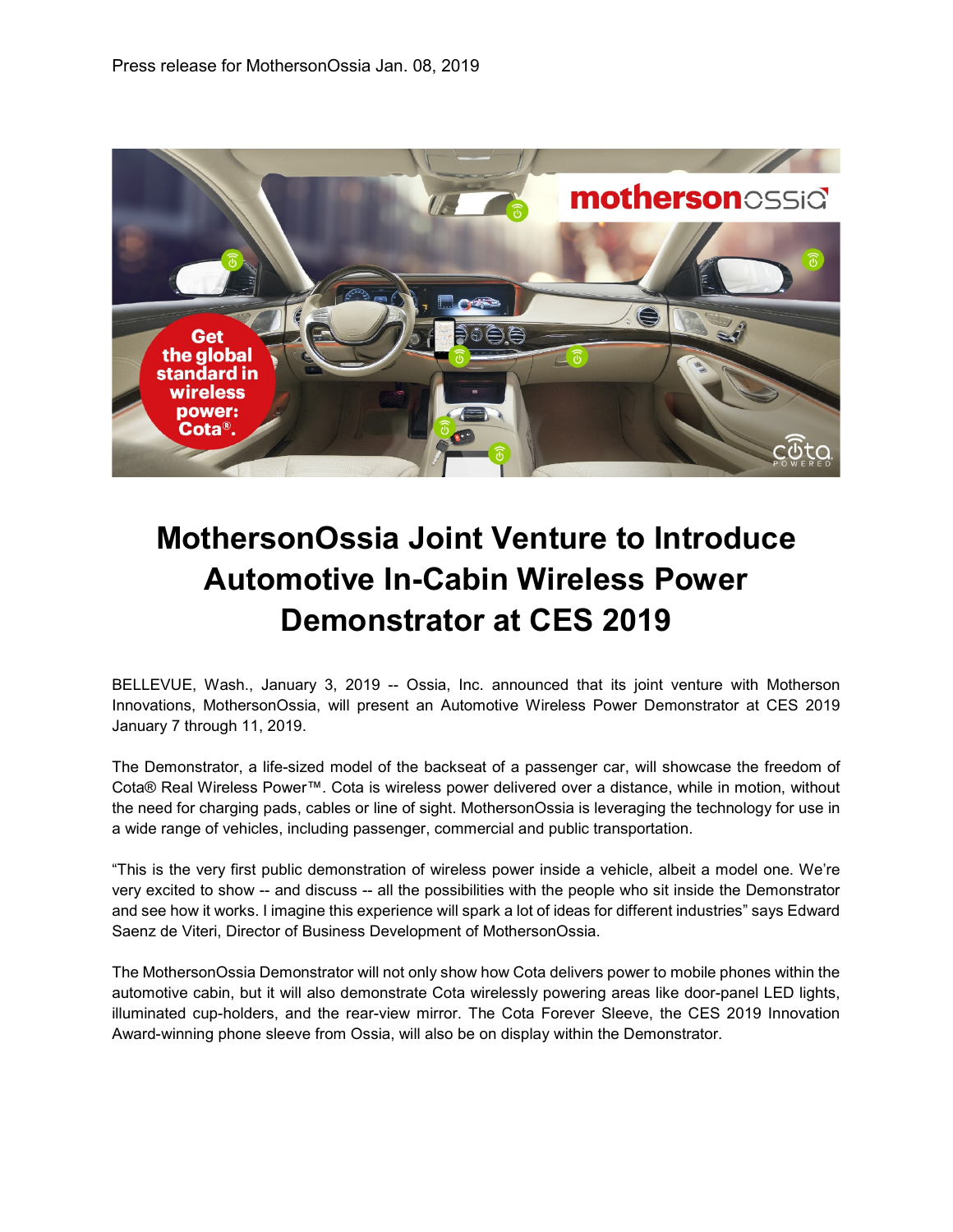Press release for MothersonOssia Jan. 08, 2019

# MothersonOssia Joint Venture to Introduce Automotive In-Cabin Wireless Power Demonstrator at CES 2019

BELLEVUE, Wash., January 3, 2019 -- Ossia, Inc. announced that its joint venture with Motherson Innovations, MothersonOssia, will present an Automotive Wireless Power Demonstrator at CES 2019 January 7 through 11, 2019.

The Demonstrator, a life-sized model of the backseat of a passenger car, will showcase the freedom of Cota® Real Wireless Power™. Cota is wireless power delivered over a distance, while in motion, without the need for charging pads, cables or line of sight. MothersonOssia is leveraging the technology for use in a wide range of vehicles, including passenger, commercial and public transportation.

"This is the very first public demonstration of wireless power inside a vehicle, albeit a model one. We're very excited to show -- and discuss -- all the possibilities with the people who sit inside the Demonstrator and see how it works. I imagine this experience will spark a lot of ideas for different industries" says Edward Saenz de Viteri, Director of Business Development of MothersonOssia.

The MothersonOssia Demonstrator will not only show how Cota delivers power to mobile phones within the automotive cabin, but it will also demonstrate Cota wirelessly powering areas like door-panel LED lights, illuminated cup-holders, and the rear-view mirror. The Cota Forever Sleeve, the CES 2019 Innovation Award-winning phone sleeve from Ossia, will also be on display within the Demonstrator.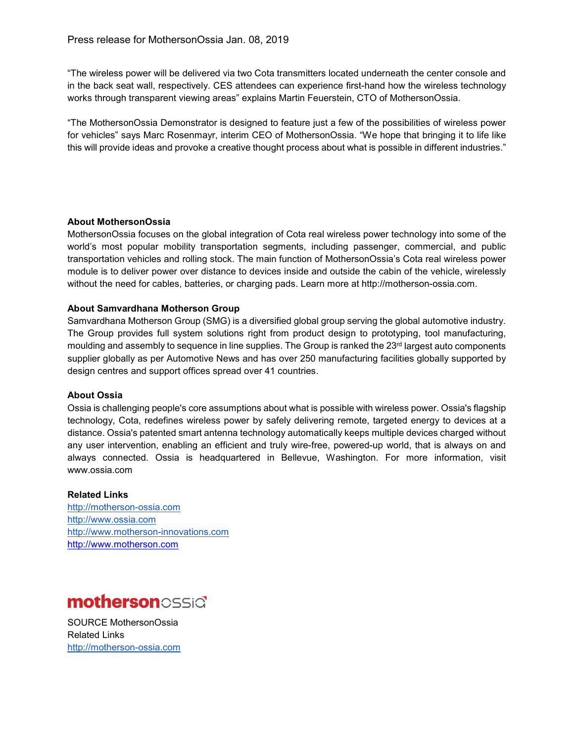"The wireless power will be delivered via two Cota transmitters located underneath the center console and in the back seat wall, respectively. CES attendees can experience first-hand how the wireless technology works through transparent viewing areas" explains Martin Feuerstein, CTO of MothersonOssia.

"The MothersonOssia Demonstrator is designed to feature just a few of the possibilities of wireless power for vehicles" says Marc Rosenmayr, interim CEO of MothersonOssia. "We hope that bringing it to life like this will provide ideas and provoke a creative thought process about what is possible in different industries."

**About MothersonOssia**

MothersonOssia focuses on the global integration of Cota real wireless power technology into some of the world's most popular mobility transportation segments, including passenger, commercial, and public transportation vehicles and rolling stock. The main function of MothersonOssia's Cota real wireless power module is to deliver power over distance to devices inside and outside the cabin of the vehicle, wirelessly without the need for cables, batteries, or charging pads. Learn more at http://motherson-ossia.com.

**About Samvardhana Motherson Group**

Samvardhana Motherson Group (SMG) is a diversified global group serving the global automotive industry. The Group provides full system solutions right from product design to prototyping, tool manufacturing, moulding and assembly to sequence in line supplies. The Group is ranked the 23rd largest auto components supplier globally as per Automotive News and has over 250 manufacturing facilities globally supported by design centres and support offices spread over 41 countries.

**About Ossia**

Ossia is challenging people's core assumptions about what is possible with wireless power. Ossia's flagship technology, Cota, redefines wireless power by safely delivering remote, targeted energy to devices at a distance. Ossia's patented smart antenna technology automatically keeps multiple devices charged without any user intervention, enabling an efficient and truly wire-free, powered-up world, that is always on and always connected. Ossia is headquartered in Bellevue, Washington. For more information, visit www.ossia.com

**Related Links**

http://motherson-ossia.com
http://www.ossia.com
http://www.motherson-innovations.com
http://www.motherson.com

mothersonossia

SOURCE MothersonOssia
Related Links
http://motherson-ossia.com